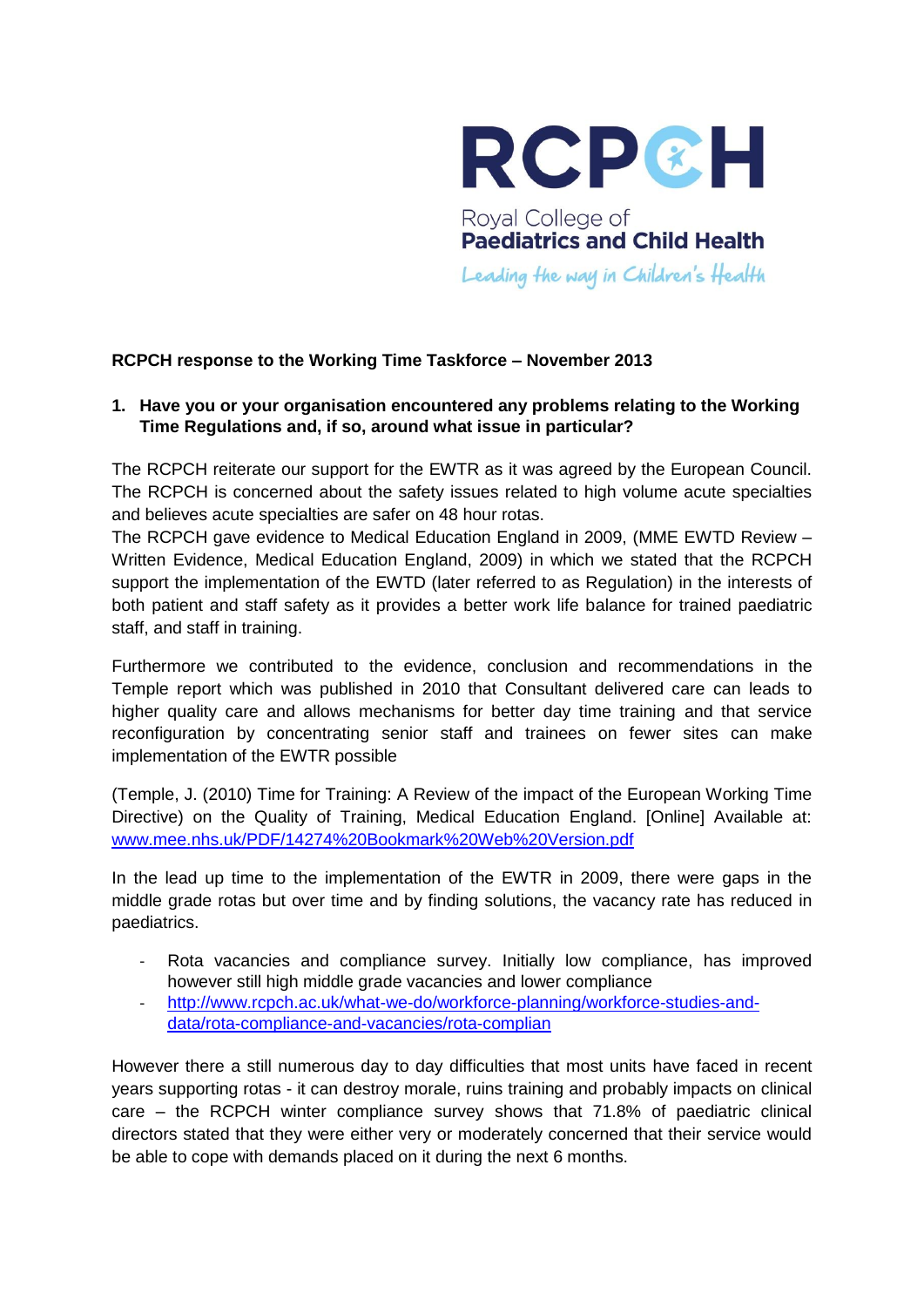RCPCH

Royal College of
**Paediatrics and Child Health**

*Leading the way in Children's Health*

**RCPCH response to the Working Time Taskforce – November 2013**

**1. Have you or your organisation encountered any problems relating to the Working Time Regulations and, if so, around what issue in particular?**

The RCPCH reiterate our support for the EWTR as it was agreed by the European Council. The RCPCH is concerned about the safety issues related to high volume acute specialties and believes acute specialties are safer on 48 hour rotas.
The RCPCH gave evidence to Medical Education England in 2009, (MME EWTD Review – Written Evidence, Medical Education England, 2009) in which we stated that the RCPCH support the implementation of the EWTD (later referred to as Regulation) in the interests of both patient and staff safety as it provides a better work life balance for trained paediatric staff, and staff in training.

Furthermore we contributed to the evidence, conclusion and recommendations in the Temple report which was published in 2010 that Consultant delivered care can leads to higher quality care and allows mechanisms for better day time training and that service reconfiguration by concentrating senior staff and trainees on fewer sites can make implementation of the EWTR possible

(Temple, J. (2010) Time for Training: A Review of the impact of the European Working Time Directive) on the Quality of Training, Medical Education England. [Online] Available at: [www.mee.nhs.uk/PDF/14274%20Bookmark%20Web%20Version.pdf](www.mee.nhs.uk/PDF/14274%20Bookmark%20Web%20Version.pdf)

In the lead up time to the implementation of the EWTR in 2009, there were gaps in the middle grade rotas but over time and by finding solutions, the vacancy rate has reduced in paediatrics.

- Rota vacancies and compliance survey. Initially low compliance, has improved however still high middle grade vacancies and lower compliance
- [http://www.rcpch.ac.uk/what-we-do/workforce-planning/workforce-studies-and-data/rota-compliance-and-vacancies/rota-complian](http://www.rcpch.ac.uk/what-we-do/workforce-planning/workforce-studies-and-data/rota-compliance-and-vacancies/rota-complian)

However there a still numerous day to day difficulties that most units have faced in recent years supporting rotas - it can destroy morale, ruins training and probably impacts on clinical care – the RCPCH winter compliance survey shows that 71.8% of paediatric clinical directors stated that they were either very or moderately concerned that their service would be able to cope with demands placed on it during the next 6 months.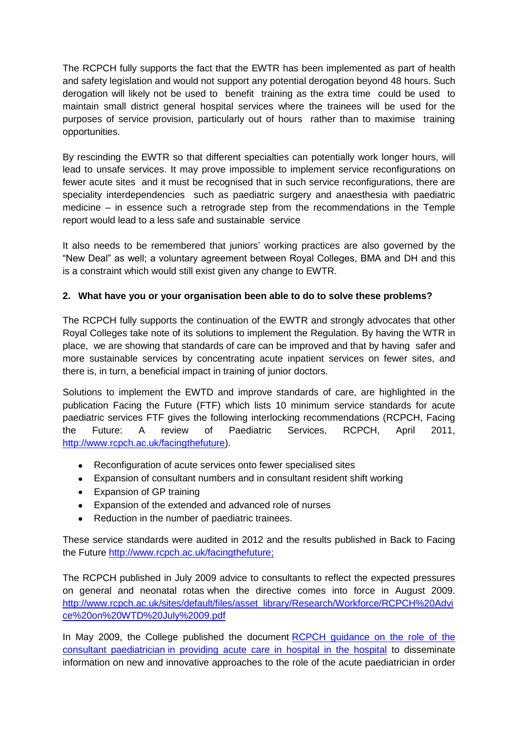The RCPCH fully supports the fact that the EWTR has been implemented as part of health and safety legislation and would not support any potential derogation beyond 48 hours. Such derogation will likely not be used to benefit training as the extra time could be used to maintain small district general hospital services where the trainees will be used for the purposes of service provision, particularly out of hours rather than to maximise training opportunities.

By rescinding the EWTR so that different specialties can potentially work longer hours, will lead to unsafe services. It may prove impossible to implement service reconfigurations on fewer acute sites and it must be recognised that in such service reconfigurations, there are speciality interdependencies such as paediatric surgery and anaesthesia with paediatric medicine – in essence such a retrograde step from the recommendations in the Temple report would lead to a less safe and sustainable service

It also needs to be remembered that juniors' working practices are also governed by the "New Deal" as well; a voluntary agreement between Royal Colleges, BMA and DH and this is a constraint which would still exist given any change to EWTR.

**2. What have you or your organisation been able to do to solve these problems?**

The RCPCH fully supports the continuation of the EWTR and strongly advocates that other Royal Colleges take note of its solutions to implement the Regulation. By having the WTR in place, we are showing that standards of care can be improved and that by having safer and more sustainable services by concentrating acute inpatient services on fewer sites, and there is, in turn, a beneficial impact in training of junior doctors.

Solutions to implement the EWTD and improve standards of care, are highlighted in the publication Facing the Future (FTF) which lists 10 minimum service standards for acute paediatric services FTF gives the following interlocking recommendations (RCPCH, Facing the Future: A review of Paediatric Services, RCPCH, April 2011, http://www.rcpch.ac.uk/facingthefuture).

- Reconfiguration of acute services onto fewer specialised sites
- Expansion of consultant numbers and in consultant resident shift working
- Expansion of GP training
- Expansion of the extended and advanced role of nurses
- Reduction in the number of paediatric trainees.

These service standards were audited in 2012 and the results published in Back to Facing the Future http://www.rcpch.ac.uk/facingthefuture;

The RCPCH published in July 2009 advice to consultants to reflect the expected pressures on general and neonatal rotas when the directive comes into force in August 2009. http://www.rcpch.ac.uk/sites/default/files/asset_library/Research/Workforce/RCPCH%20Advice%20on%20WTD%20July%2009.pdf

In May 2009, the College published the document RCPCH guidance on the role of the consultant paediatrician in providing acute care in hospital in the hospital to disseminate information on new and innovative approaches to the role of the acute paediatrician in order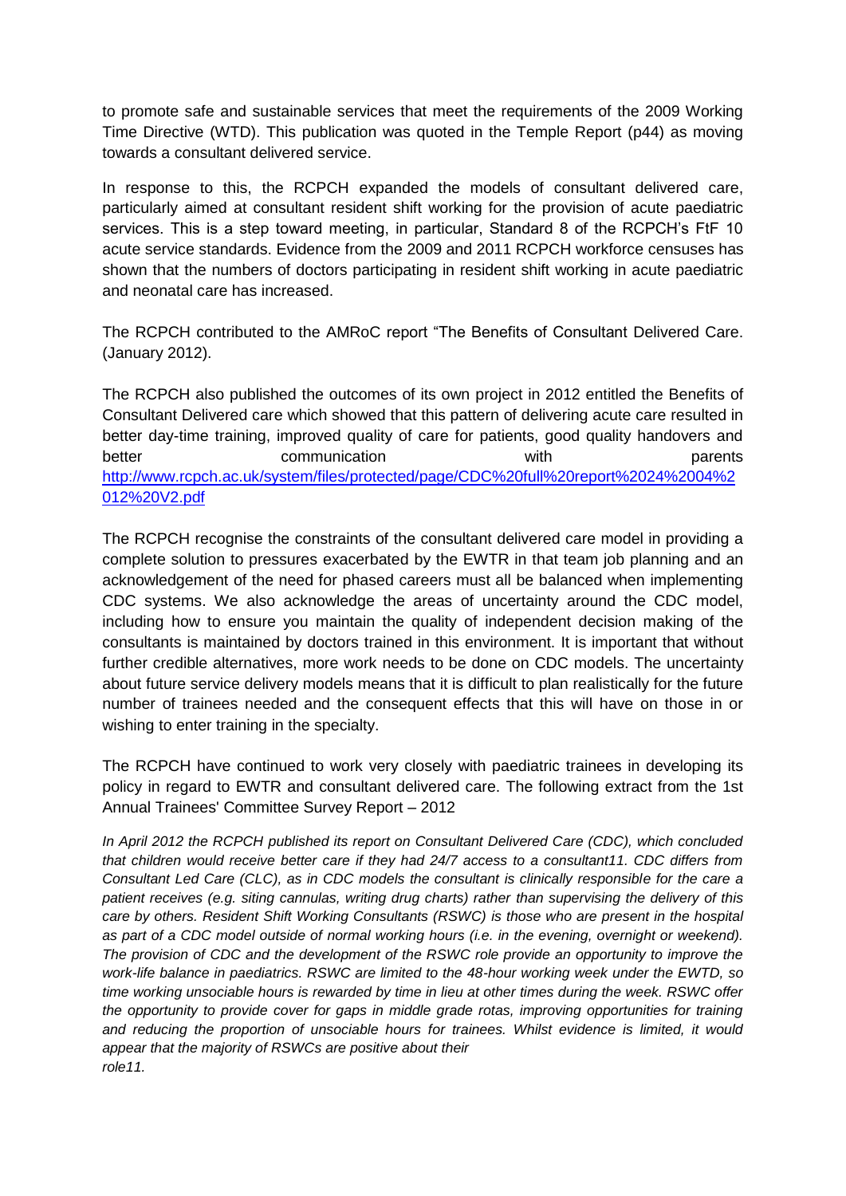to promote safe and sustainable services that meet the requirements of the 2009 Working Time Directive (WTD). This publication was quoted in the Temple Report (p44) as moving towards a consultant delivered service.

In response to this, the RCPCH expanded the models of consultant delivered care, particularly aimed at consultant resident shift working for the provision of acute paediatric services. This is a step toward meeting, in particular, Standard 8 of the RCPCH's FtF 10 acute service standards. Evidence from the 2009 and 2011 RCPCH workforce censuses has shown that the numbers of doctors participating in resident shift working in acute paediatric and neonatal care has increased.

The RCPCH contributed to the AMRoC report "The Benefits of Consultant Delivered Care. (January 2012).

The RCPCH also published the outcomes of its own project in 2012 entitled the Benefits of Consultant Delivered care which showed that this pattern of delivering acute care resulted in better day-time training, improved quality of care for patients, good quality handovers and better communication with parents [http://www.rcpch.ac.uk/system/files/protected/page/CDC%20full%20report%2024%2004%2012%20V2.pdf](http://www.rcpch.ac.uk/system/files/protected/page/CDC%20full%20report%2024%2004%2012%20V2.pdf)

The RCPCH recognise the constraints of the consultant delivered care model in providing a complete solution to pressures exacerbated by the EWTR in that team job planning and an acknowledgement of the need for phased careers must all be balanced when implementing CDC systems. We also acknowledge the areas of uncertainty around the CDC model, including how to ensure you maintain the quality of independent decision making of the consultants is maintained by doctors trained in this environment. It is important that without further credible alternatives, more work needs to be done on CDC models. The uncertainty about future service delivery models means that it is difficult to plan realistically for the future number of trainees needed and the consequent effects that this will have on those in or wishing to enter training in the specialty.

The RCPCH have continued to work very closely with paediatric trainees in developing its policy in regard to EWTR and consultant delivered care. The following extract from the 1st Annual Trainees' Committee Survey Report – 2012

*In April 2012 the RCPCH published its report on Consultant Delivered Care (CDC), which concluded that children would receive better care if they had 24/7 access to a consultant11. CDC differs from Consultant Led Care (CLC), as in CDC models the consultant is clinically responsible for the care a patient receives (e.g. siting cannulas, writing drug charts) rather than supervising the delivery of this care by others. Resident Shift Working Consultants (RSWC) is those who are present in the hospital as part of a CDC model outside of normal working hours (i.e. in the evening, overnight or weekend). The provision of CDC and the development of the RSWC role provide an opportunity to improve the work-life balance in paediatrics. RSWC are limited to the 48-hour working week under the EWTD, so time working unsociable hours is rewarded by time in lieu at other times during the week. RSWC offer the opportunity to provide cover for gaps in middle grade rotas, improving opportunities for training and reducing the proportion of unsociable hours for trainees. Whilst evidence is limited, it would appear that the majority of RSWCs are positive about their role11.*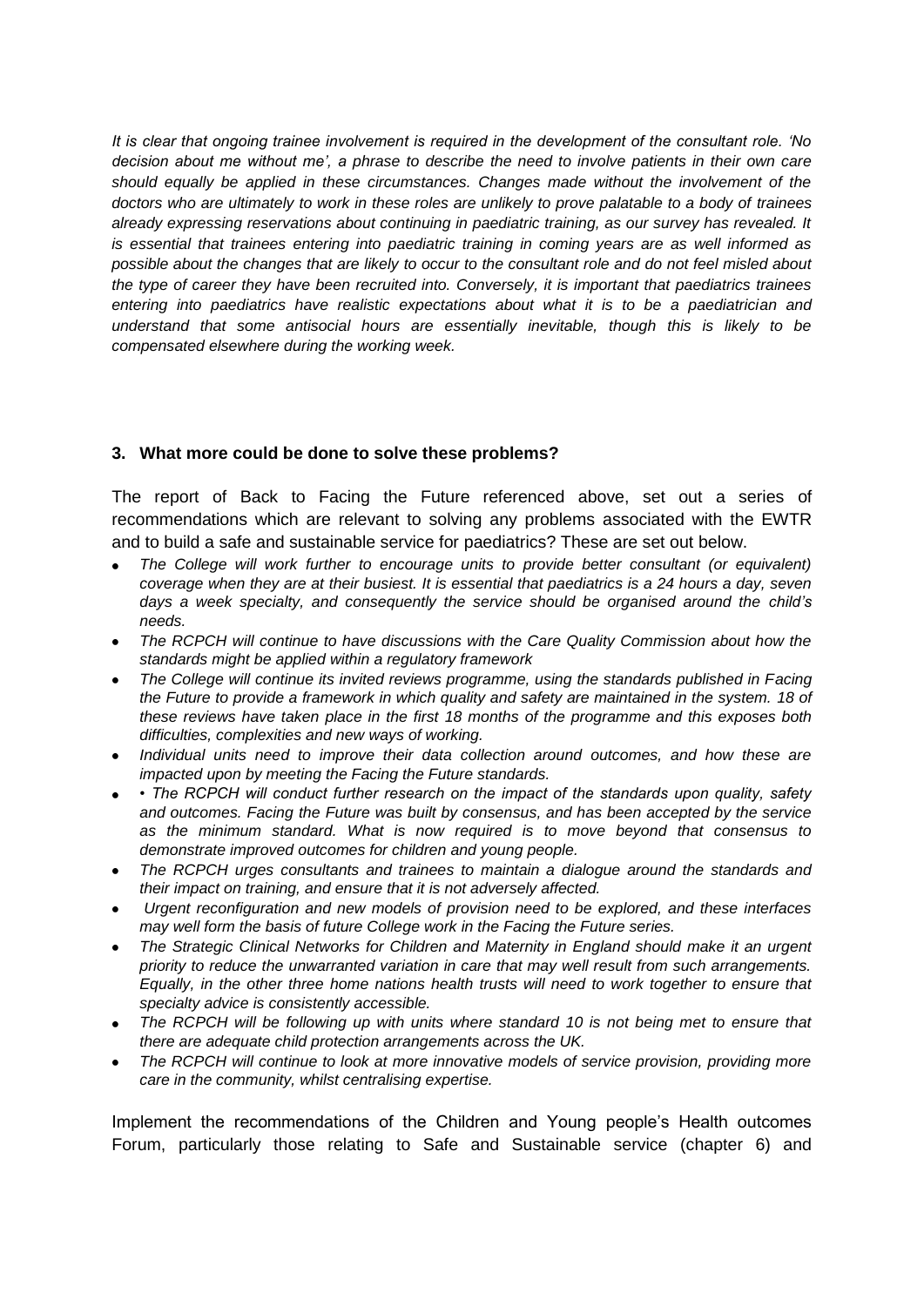*It is clear that ongoing trainee involvement is required in the development of the consultant role. 'No decision about me without me', a phrase to describe the need to involve patients in their own care should equally be applied in these circumstances. Changes made without the involvement of the doctors who are ultimately to work in these roles are unlikely to prove palatable to a body of trainees already expressing reservations about continuing in paediatric training, as our survey has revealed. It is essential that trainees entering into paediatric training in coming years are as well informed as possible about the changes that are likely to occur to the consultant role and do not feel misled about the type of career they have been recruited into. Conversely, it is important that paediatrics trainees entering into paediatrics have realistic expectations about what it is to be a paediatrician and understand that some antisocial hours are essentially inevitable, though this is likely to be compensated elsewhere during the working week.*

### 3. What more could be done to solve these problems?

The report of Back to Facing the Future referenced above, set out a series of recommendations which are relevant to solving any problems associated with the EWTR and to build a safe and sustainable service for paediatrics? These are set out below.

- *The College will work further to encourage units to provide better consultant (or equivalent) coverage when they are at their busiest. It is essential that paediatrics is a 24 hours a day, seven days a week specialty, and consequently the service should be organised around the child's needs.*
- *The RCPCH will continue to have discussions with the Care Quality Commission about how the standards might be applied within a regulatory framework*
- *The College will continue its invited reviews programme, using the standards published in Facing the Future to provide a framework in which quality and safety are maintained in the system. 18 of these reviews have taken place in the first 18 months of the programme and this exposes both difficulties, complexities and new ways of working.*
- *Individual units need to improve their data collection around outcomes, and how these are impacted upon by meeting the Facing the Future standards.*
- *• The RCPCH will conduct further research on the impact of the standards upon quality, safety and outcomes. Facing the Future was built by consensus, and has been accepted by the service as the minimum standard. What is now required is to move beyond that consensus to demonstrate improved outcomes for children and young people.*
- *The RCPCH urges consultants and trainees to maintain a dialogue around the standards and their impact on training, and ensure that it is not adversely affected.*
- *Urgent reconfiguration and new models of provision need to be explored, and these interfaces may well form the basis of future College work in the Facing the Future series.*
- *The Strategic Clinical Networks for Children and Maternity in England should make it an urgent priority to reduce the unwarranted variation in care that may well result from such arrangements. Equally, in the other three home nations health trusts will need to work together to ensure that specialty advice is consistently accessible.*
- *The RCPCH will be following up with units where standard 10 is not being met to ensure that there are adequate child protection arrangements across the UK.*
- *The RCPCH will continue to look at more innovative models of service provision, providing more care in the community, whilst centralising expertise.*

Implement the recommendations of the Children and Young people's Health outcomes Forum, particularly those relating to Safe and Sustainable service (chapter 6) and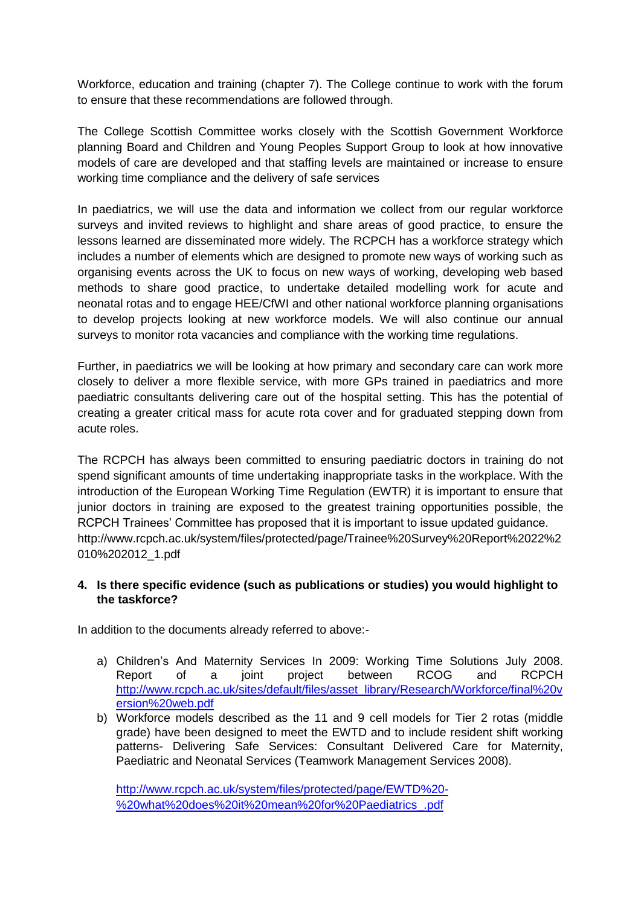Workforce, education and training (chapter 7). The College continue to work with the forum to ensure that these recommendations are followed through.

The College Scottish Committee works closely with the Scottish Government Workforce planning Board and Children and Young Peoples Support Group to look at how innovative models of care are developed and that staffing levels are maintained or increase to ensure working time compliance and the delivery of safe services

In paediatrics, we will use the data and information we collect from our regular workforce surveys and invited reviews to highlight and share areas of good practice, to ensure the lessons learned are disseminated more widely. The RCPCH has a workforce strategy which includes a number of elements which are designed to promote new ways of working such as organising events across the UK to focus on new ways of working, developing web based methods to share good practice, to undertake detailed modelling work for acute and neonatal rotas and to engage HEE/CfWI and other national workforce planning organisations to develop projects looking at new workforce models. We will also continue our annual surveys to monitor rota vacancies and compliance with the working time regulations.

Further, in paediatrics we will be looking at how primary and secondary care can work more closely to deliver a more flexible service, with more GPs trained in paediatrics and more paediatric consultants delivering care out of the hospital setting. This has the potential of creating a greater critical mass for acute rota cover and for graduated stepping down from acute roles.

The RCPCH has always been committed to ensuring paediatric doctors in training do not spend significant amounts of time undertaking inappropriate tasks in the workplace. With the introduction of the European Working Time Regulation (EWTR) it is important to ensure that junior doctors in training are exposed to the greatest training opportunities possible, the RCPCH Trainees' Committee has proposed that it is important to issue updated guidance. http://www.rcpch.ac.uk/system/files/protected/page/Trainee%20Survey%20Report%2022%2010%202012_1.pdf

**4. Is there specific evidence (such as publications or studies) you would highlight to the taskforce?**

In addition to the documents already referred to above:-

a) Children's And Maternity Services In 2009: Working Time Solutions July 2008. Report of a joint project between RCOG and RCPCH http://www.rcpch.ac.uk/sites/default/files/asset_library/Research/Workforce/final%20version%20web.pdf
b) Workforce models described as the 11 and 9 cell models for Tier 2 rotas (middle grade) have been designed to meet the EWTD and to include resident shift working patterns- Delivering Safe Services: Consultant Delivered Care for Maternity, Paediatric and Neonatal Services (Teamwork Management Services 2008).

   http://www.rcpch.ac.uk/system/files/protected/page/EWTD%20-%20what%20does%20it%20mean%20for%20Paediatrics_.pdf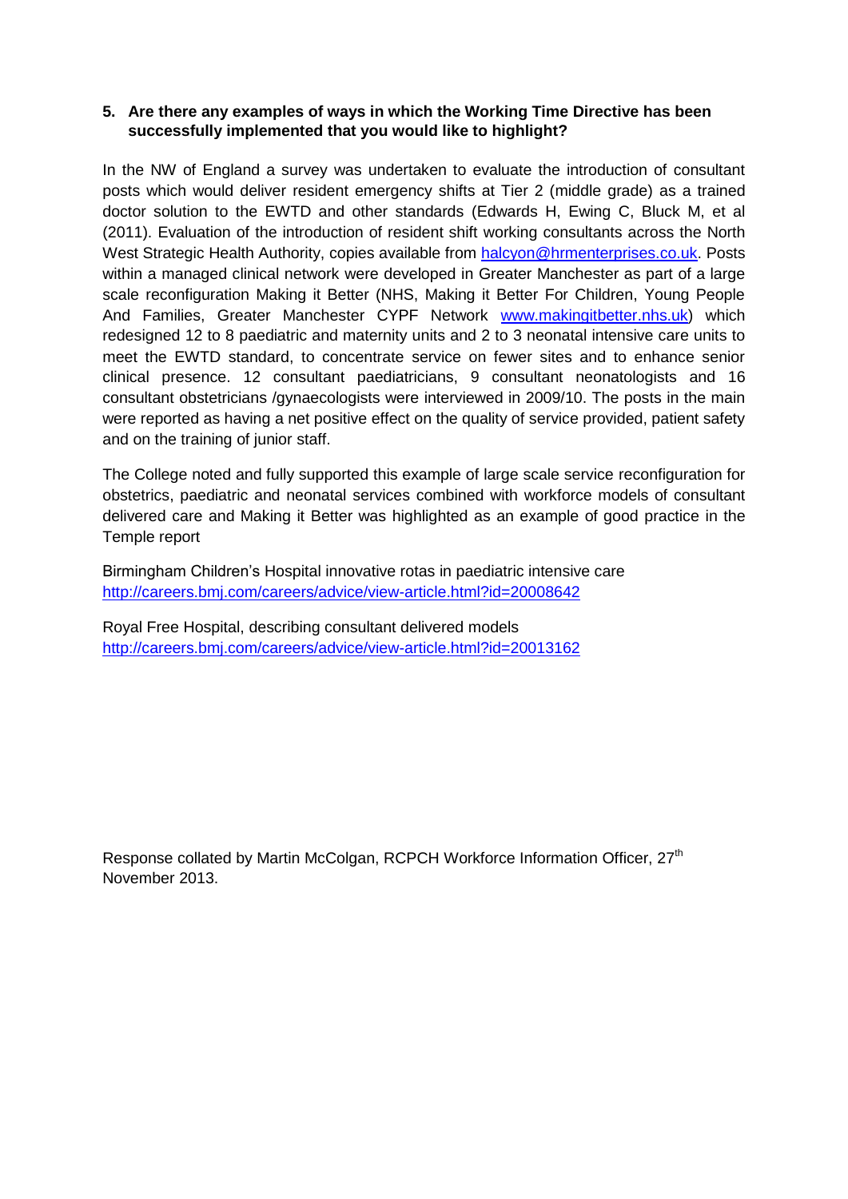**5. Are there any examples of ways in which the Working Time Directive has been successfully implemented that you would like to highlight?**

In the NW of England a survey was undertaken to evaluate the introduction of consultant posts which would deliver resident emergency shifts at Tier 2 (middle grade) as a trained doctor solution to the EWTD and other standards (Edwards H, Ewing C, Bluck M, et al (2011). Evaluation of the introduction of resident shift working consultants across the North West Strategic Health Authority, copies available from [halcyon@hrmenterprises.co.uk](mailto:halcyon@hrmenterprises.co.uk). Posts within a managed clinical network were developed in Greater Manchester as part of a large scale reconfiguration Making it Better (NHS, Making it Better For Children, Young People And Families, Greater Manchester CYPF Network [www.makingitbetter.nhs.uk](http://www.makingitbetter.nhs.uk)) which redesigned 12 to 8 paediatric and maternity units and 2 to 3 neonatal intensive care units to meet the EWTD standard, to concentrate service on fewer sites and to enhance senior clinical presence. 12 consultant paediatricians, 9 consultant neonatologists and 16 consultant obstetricians /gynaecologists were interviewed in 2009/10. The posts in the main were reported as having a net positive effect on the quality of service provided, patient safety and on the training of junior staff.

The College noted and fully supported this example of large scale service reconfiguration for obstetrics, paediatric and neonatal services combined with workforce models of consultant delivered care and Making it Better was highlighted as an example of good practice in the Temple report

Birmingham Children's Hospital innovative rotas in paediatric intensive care
[http://careers.bmj.com/careers/advice/view-article.html?id=20008642](http://careers.bmj.com/careers/advice/view-article.html?id=20008642)

Royal Free Hospital, describing consultant delivered models
[http://careers.bmj.com/careers/advice/view-article.html?id=20013162](http://careers.bmj.com/careers/advice/view-article.html?id=20013162)

Response collated by Martin McColgan, RCPCH Workforce Information Officer, 27th November 2013.